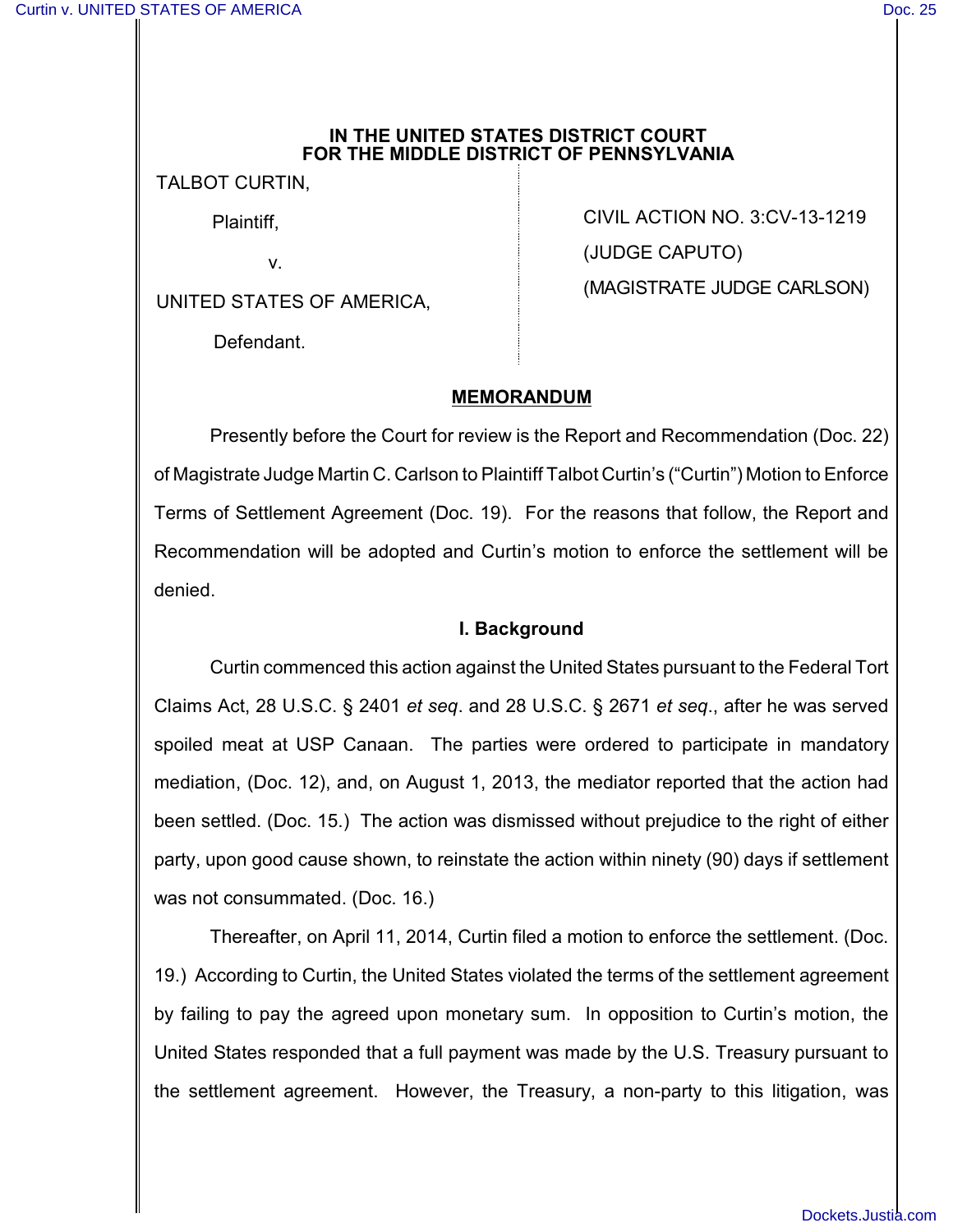**IN THE UNITED STATES DISTRICT COURT**
**FOR THE MIDDLE DISTRICT OF PENNSYLVANIA**

TALBOT CURTIN,

Plaintiff,

v.

UNITED STATES OF AMERICA,

Defendant.

CIVIL ACTION NO. 3:CV-13-1219

(JUDGE CAPUTO)

(MAGISTRATE JUDGE CARLSON)

**MEMORANDUM**

Presently before the Court for review is the Report and Recommendation (Doc. 22) of Magistrate Judge Martin C. Carlson to Plaintiff Talbot Curtin's ("Curtin") Motion to Enforce Terms of Settlement Agreement (Doc. 19). For the reasons that follow, the Report and Recommendation will be adopted and Curtin's motion to enforce the settlement will be denied.

**I. Background**

Curtin commenced this action against the United States pursuant to the Federal Tort Claims Act, 28 U.S.C. § 2401 *et seq*. and 28 U.S.C. § 2671 *et seq*., after he was served spoiled meat at USP Canaan. The parties were ordered to participate in mandatory mediation, (Doc. 12), and, on August 1, 2013, the mediator reported that the action had been settled. (Doc. 15.) The action was dismissed without prejudice to the right of either party, upon good cause shown, to reinstate the action within ninety (90) days if settlement was not consummated. (Doc. 16.)

Thereafter, on April 11, 2014, Curtin filed a motion to enforce the settlement. (Doc. 19.) According to Curtin, the United States violated the terms of the settlement agreement by failing to pay the agreed upon monetary sum. In opposition to Curtin's motion, the United States responded that a full payment was made by the U.S. Treasury pursuant to the settlement agreement. However, the Treasury, a non-party to this litigation, was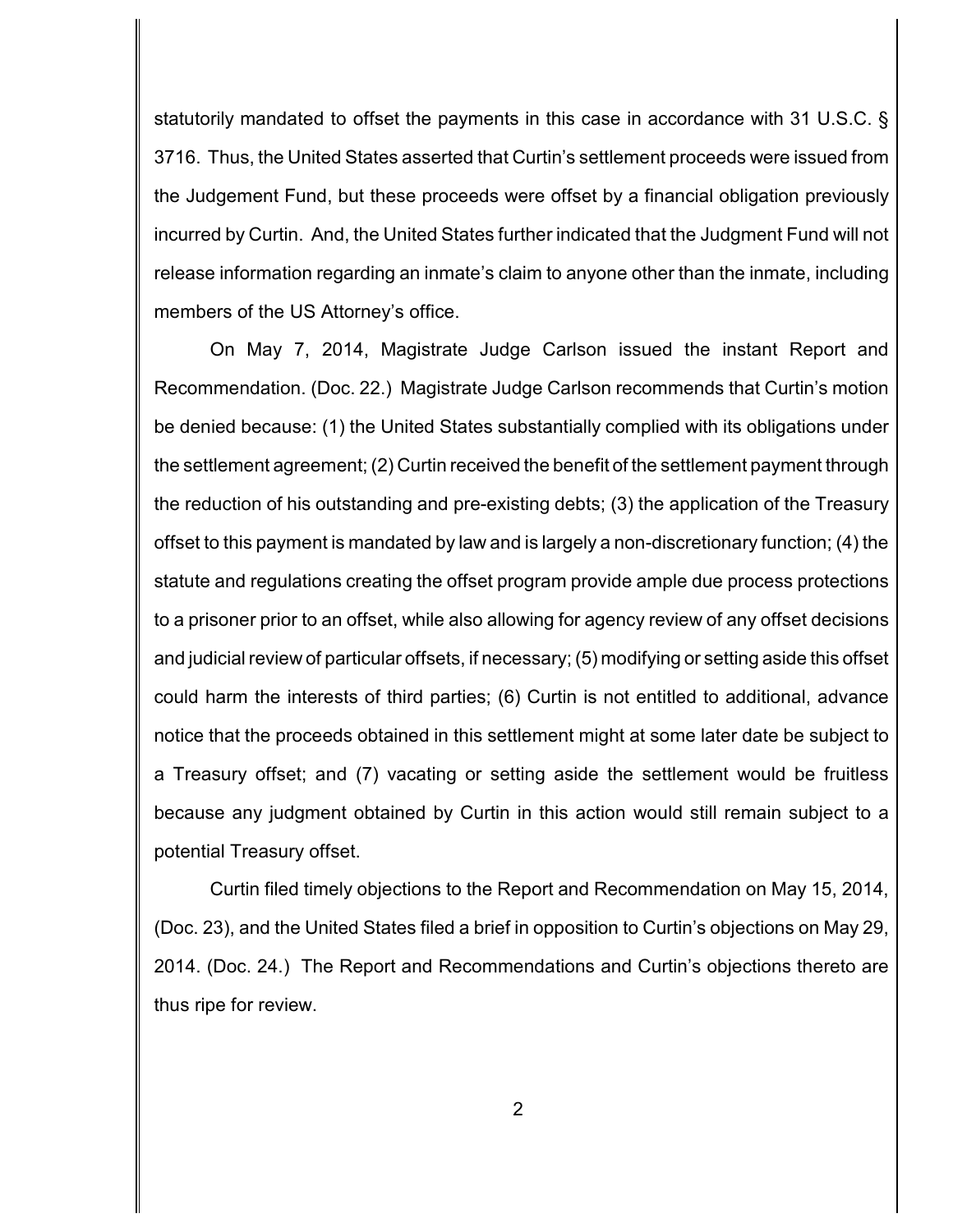statutorily mandated to offset the payments in this case in accordance with 31 U.S.C. § 3716. Thus, the United States asserted that Curtin's settlement proceeds were issued from the Judgement Fund, but these proceeds were offset by a financial obligation previously incurred by Curtin. And, the United States further indicated that the Judgment Fund will not release information regarding an inmate's claim to anyone other than the inmate, including members of the US Attorney's office.

On May 7, 2014, Magistrate Judge Carlson issued the instant Report and Recommendation. (Doc. 22.) Magistrate Judge Carlson recommends that Curtin's motion be denied because: (1) the United States substantially complied with its obligations under the settlement agreement; (2) Curtin received the benefit of the settlement payment through the reduction of his outstanding and pre-existing debts; (3) the application of the Treasury offset to this payment is mandated by law and is largely a non-discretionary function; (4) the statute and regulations creating the offset program provide ample due process protections to a prisoner prior to an offset, while also allowing for agency review of any offset decisions and judicial review of particular offsets, if necessary; (5) modifying or setting aside this offset could harm the interests of third parties; (6) Curtin is not entitled to additional, advance notice that the proceeds obtained in this settlement might at some later date be subject to a Treasury offset; and (7) vacating or setting aside the settlement would be fruitless because any judgment obtained by Curtin in this action would still remain subject to a potential Treasury offset.

Curtin filed timely objections to the Report and Recommendation on May 15, 2014, (Doc. 23), and the United States filed a brief in opposition to Curtin's objections on May 29, 2014. (Doc. 24.) The Report and Recommendations and Curtin's objections thereto are thus ripe for review.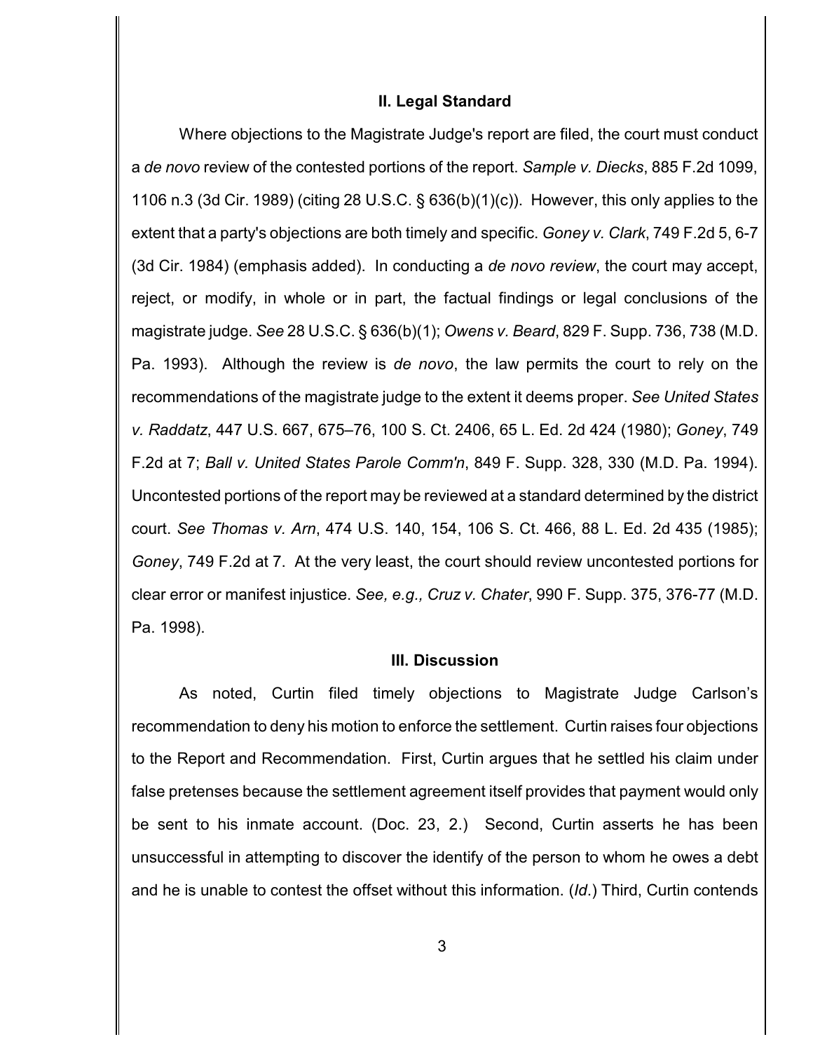## II. Legal Standard

Where objections to the Magistrate Judge's report are filed, the court must conduct a *de novo* review of the contested portions of the report. *Sample v. Diecks*, 885 F.2d 1099, 1106 n.3 (3d Cir. 1989) (citing 28 U.S.C. § 636(b)(1)(c)). However, this only applies to the extent that a party's objections are both timely and specific. *Goney v. Clark*, 749 F.2d 5, 6-7 (3d Cir. 1984) (emphasis added). In conducting a *de novo review*, the court may accept, reject, or modify, in whole or in part, the factual findings or legal conclusions of the magistrate judge. *See* 28 U.S.C. § 636(b)(1); *Owens v. Beard*, 829 F. Supp. 736, 738 (M.D. Pa. 1993). Although the review is *de novo*, the law permits the court to rely on the recommendations of the magistrate judge to the extent it deems proper. *See United States v. Raddatz*, 447 U.S. 667, 675–76, 100 S. Ct. 2406, 65 L. Ed. 2d 424 (1980); *Goney*, 749 F.2d at 7; *Ball v. United States Parole Comm'n*, 849 F. Supp. 328, 330 (M.D. Pa. 1994). Uncontested portions of the report may be reviewed at a standard determined by the district court. *See Thomas v. Arn*, 474 U.S. 140, 154, 106 S. Ct. 466, 88 L. Ed. 2d 435 (1985); *Goney*, 749 F.2d at 7. At the very least, the court should review uncontested portions for clear error or manifest injustice. *See, e.g., Cruz v. Chater*, 990 F. Supp. 375, 376-77 (M.D. Pa. 1998).

## III. Discussion

As noted, Curtin filed timely objections to Magistrate Judge Carlson's recommendation to deny his motion to enforce the settlement. Curtin raises four objections to the Report and Recommendation. First, Curtin argues that he settled his claim under false pretenses because the settlement agreement itself provides that payment would only be sent to his inmate account. (Doc. 23, 2.) Second, Curtin asserts he has been unsuccessful in attempting to discover the identify of the person to whom he owes a debt and he is unable to contest the offset without this information. (*Id*.) Third, Curtin contends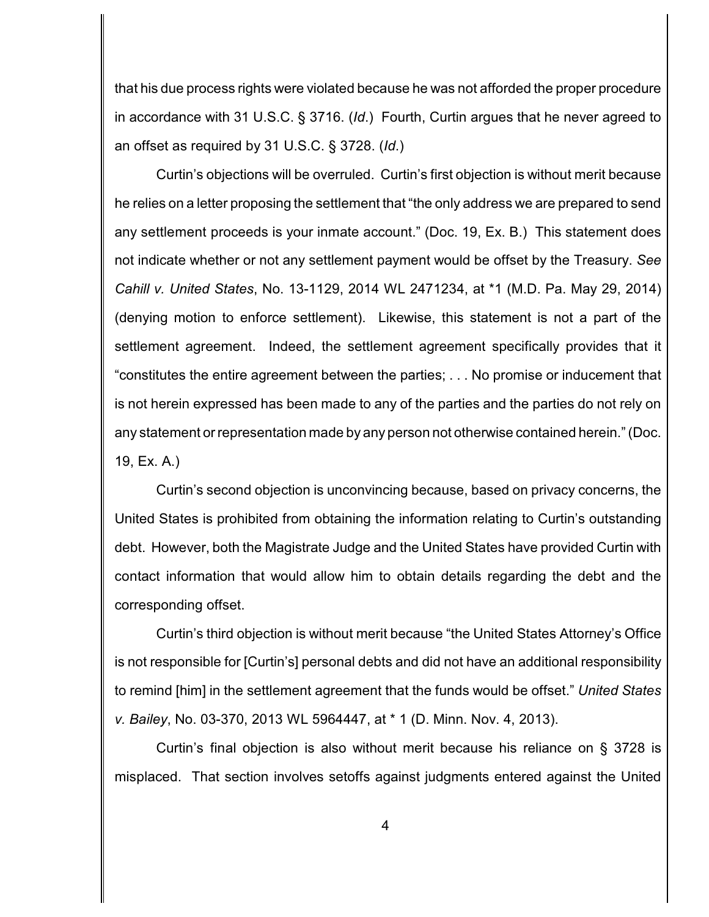that his due process rights were violated because he was not afforded the proper procedure in accordance with 31 U.S.C. § 3716. (*Id*.) Fourth, Curtin argues that he never agreed to an offset as required by 31 U.S.C. § 3728. (*Id*.)

Curtin's objections will be overruled. Curtin's first objection is without merit because he relies on a letter proposing the settlement that "the only address we are prepared to send any settlement proceeds is your inmate account." (Doc. 19, Ex. B.) This statement does not indicate whether or not any settlement payment would be offset by the Treasury. *See Cahill v. United States*, No. 13-1129, 2014 WL 2471234, at *1 (M.D. Pa. May 29, 2014) (denying motion to enforce settlement). Likewise, this statement is not a part of the settlement agreement. Indeed, the settlement agreement specifically provides that it "constitutes the entire agreement between the parties; . . . No promise or inducement that is not herein expressed has been made to any of the parties and the parties do not rely on any statement or representation made by any person not otherwise contained herein." (Doc. 19, Ex. A.)

Curtin's second objection is unconvincing because, based on privacy concerns, the United States is prohibited from obtaining the information relating to Curtin's outstanding debt. However, both the Magistrate Judge and the United States have provided Curtin with contact information that would allow him to obtain details regarding the debt and the corresponding offset.

Curtin's third objection is without merit because "the United States Attorney's Office is not responsible for [Curtin's] personal debts and did not have an additional responsibility to remind [him] in the settlement agreement that the funds would be offset." *United States v. Bailey*, No. 03-370, 2013 WL 5964447, at * 1 (D. Minn. Nov. 4, 2013).

Curtin's final objection is also without merit because his reliance on § 3728 is misplaced. That section involves setoffs against judgments entered against the United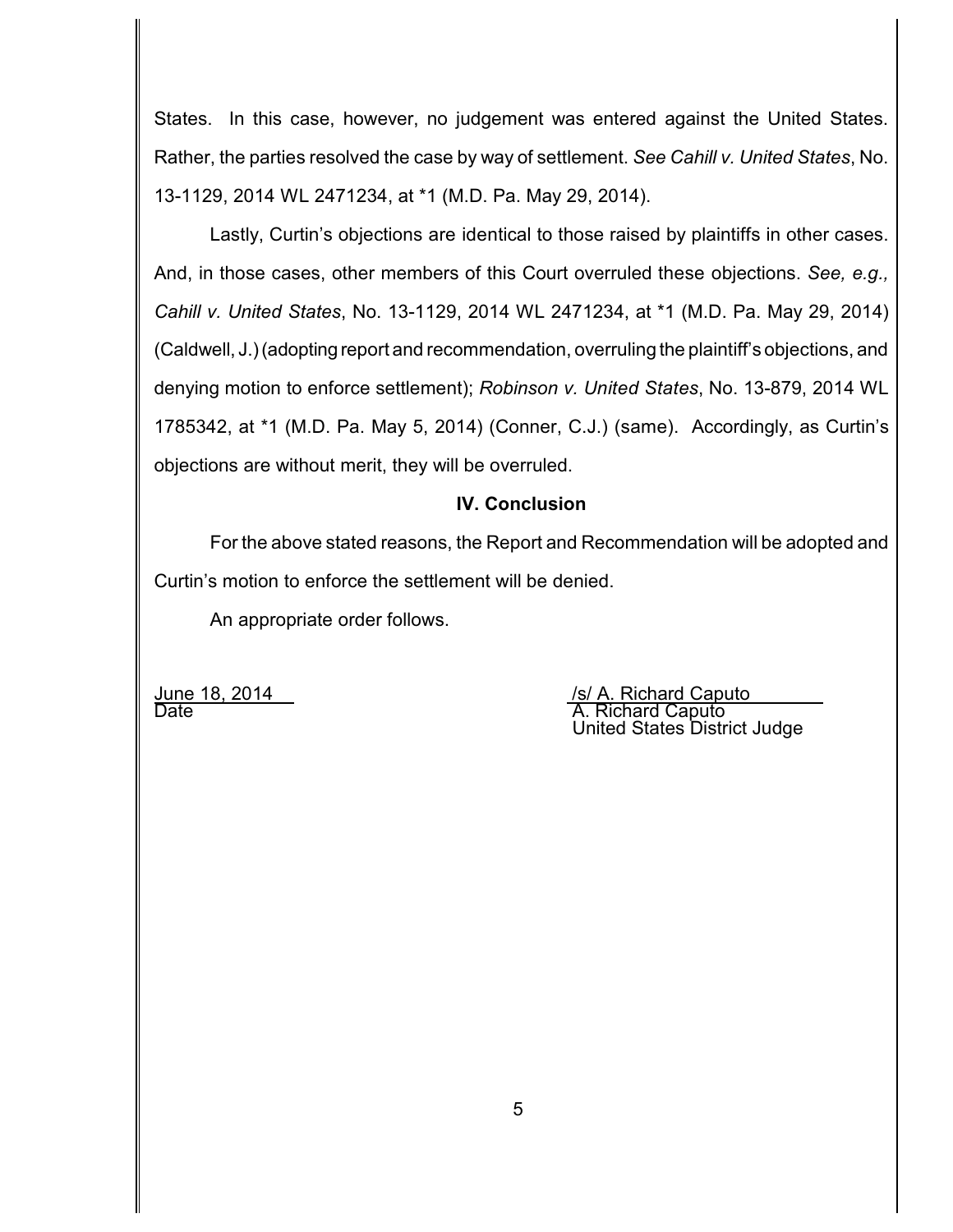States. In this case, however, no judgement was entered against the United States. Rather, the parties resolved the case by way of settlement. *See Cahill v. United States*, No. 13-1129, 2014 WL 2471234, at *1 (M.D. Pa. May 29, 2014).

Lastly, Curtin's objections are identical to those raised by plaintiffs in other cases. And, in those cases, other members of this Court overruled these objections. *See, e.g., Cahill v. United States*, No. 13-1129, 2014 WL 2471234, at *1 (M.D. Pa. May 29, 2014) (Caldwell, J.) (adopting report and recommendation, overruling the plaintiff's objections, and denying motion to enforce settlement); *Robinson v. United States*, No. 13-879, 2014 WL 1785342, at *1 (M.D. Pa. May 5, 2014) (Conner, C.J.) (same). Accordingly, as Curtin's objections are without merit, they will be overruled.

## IV. Conclusion

For the above stated reasons, the Report and Recommendation will be adopted and Curtin's motion to enforce the settlement will be denied.

An appropriate order follows.

June 18, 2014
Date

/s/ A. Richard Caputo
A. Richard Caputo
United States District Judge